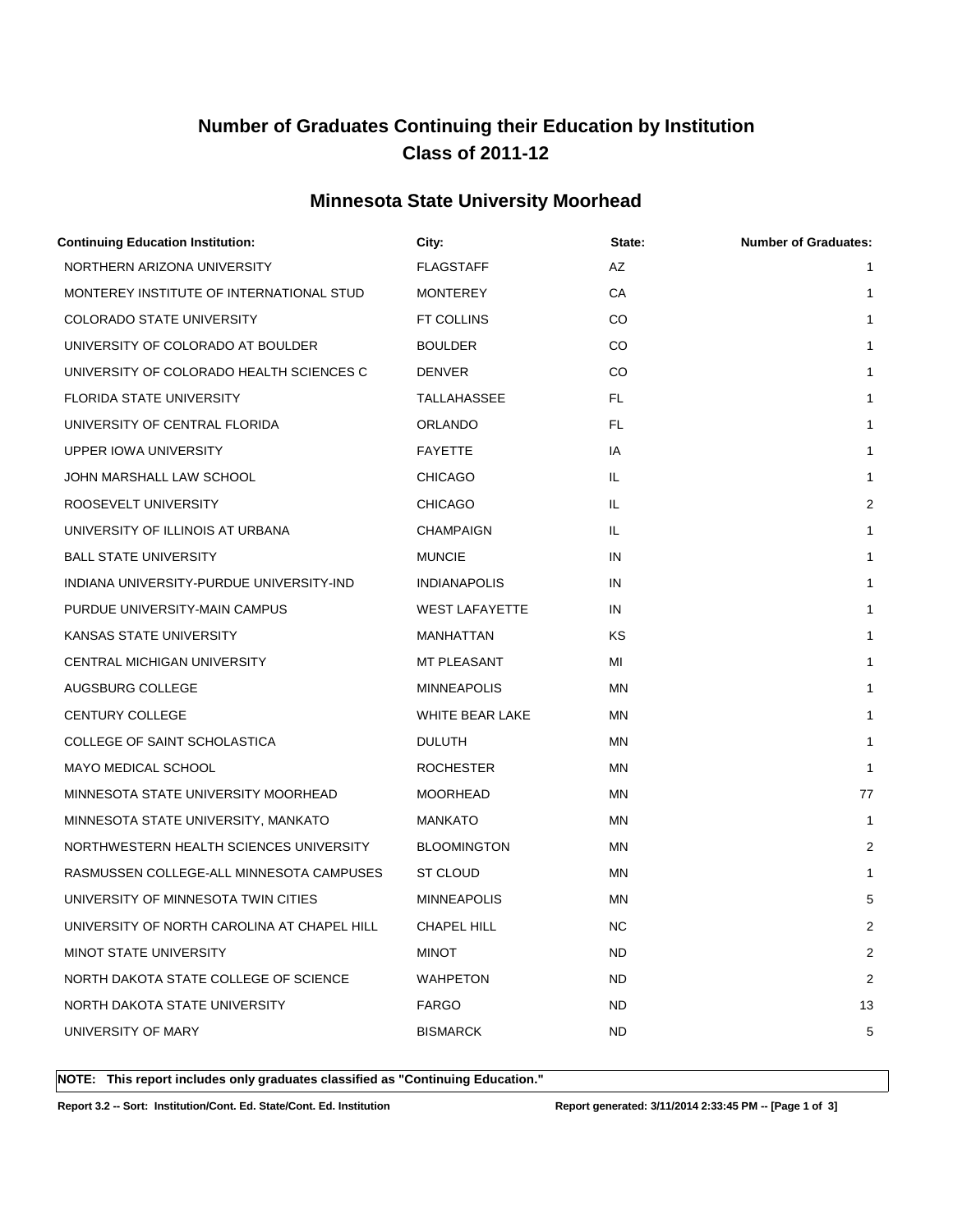# Number of Graduates Continuing their Education by Institution
# Class of 2011-12

## Minnesota State University Moorhead

| Continuing Education Institution: | City: | State: | Number of Graduates: |
|---|---|---|---|
| NORTHERN ARIZONA UNIVERSITY | FLAGSTAFF | AZ | 1 |
| MONTEREY INSTITUTE OF INTERNATIONAL STUD | MONTEREY | CA | 1 |
| COLORADO STATE UNIVERSITY | FT COLLINS | CO | 1 |
| UNIVERSITY OF COLORADO AT BOULDER | BOULDER | CO | 1 |
| UNIVERSITY OF COLORADO HEALTH SCIENCES C | DENVER | CO | 1 |
| FLORIDA STATE UNIVERSITY | TALLAHASSEE | FL | 1 |
| UNIVERSITY OF CENTRAL FLORIDA | ORLANDO | FL | 1 |
| UPPER IOWA UNIVERSITY | FAYETTE | IA | 1 |
| JOHN MARSHALL LAW SCHOOL | CHICAGO | IL | 1 |
| ROOSEVELT UNIVERSITY | CHICAGO | IL | 2 |
| UNIVERSITY OF ILLINOIS AT URBANA | CHAMPAIGN | IL | 1 |
| BALL STATE UNIVERSITY | MUNCIE | IN | 1 |
| INDIANA UNIVERSITY-PURDUE UNIVERSITY-IND | INDIANAPOLIS | IN | 1 |
| PURDUE UNIVERSITY-MAIN CAMPUS | WEST LAFAYETTE | IN | 1 |
| KANSAS STATE UNIVERSITY | MANHATTAN | KS | 1 |
| CENTRAL MICHIGAN UNIVERSITY | MT PLEASANT | MI | 1 |
| AUGSBURG COLLEGE | MINNEAPOLIS | MN | 1 |
| CENTURY COLLEGE | WHITE BEAR LAKE | MN | 1 |
| COLLEGE OF SAINT SCHOLASTICA | DULUTH | MN | 1 |
| MAYO MEDICAL SCHOOL | ROCHESTER | MN | 1 |
| MINNESOTA STATE UNIVERSITY MOORHEAD | MOORHEAD | MN | 77 |
| MINNESOTA STATE UNIVERSITY, MANKATO | MANKATO | MN | 1 |
| NORTHWESTERN HEALTH SCIENCES UNIVERSITY | BLOOMINGTON | MN | 2 |
| RASMUSSEN COLLEGE-ALL MINNESOTA CAMPUSES | ST CLOUD | MN | 1 |
| UNIVERSITY OF MINNESOTA TWIN CITIES | MINNEAPOLIS | MN | 5 |
| UNIVERSITY OF NORTH CAROLINA AT CHAPEL HILL | CHAPEL HILL | NC | 2 |
| MINOT STATE UNIVERSITY | MINOT | ND | 2 |
| NORTH DAKOTA STATE COLLEGE OF SCIENCE | WAHPETON | ND | 2 |
| NORTH DAKOTA STATE UNIVERSITY | FARGO | ND | 13 |
| UNIVERSITY OF MARY | BISMARCK | ND | 5 |

**NOTE: This report includes only graduates classified as "Continuing Education."**

**Report 3.2 -- Sort: Institution/Cont. Ed. State/Cont. Ed. Institution** **Report generated: 3/11/2014 2:33:45 PM**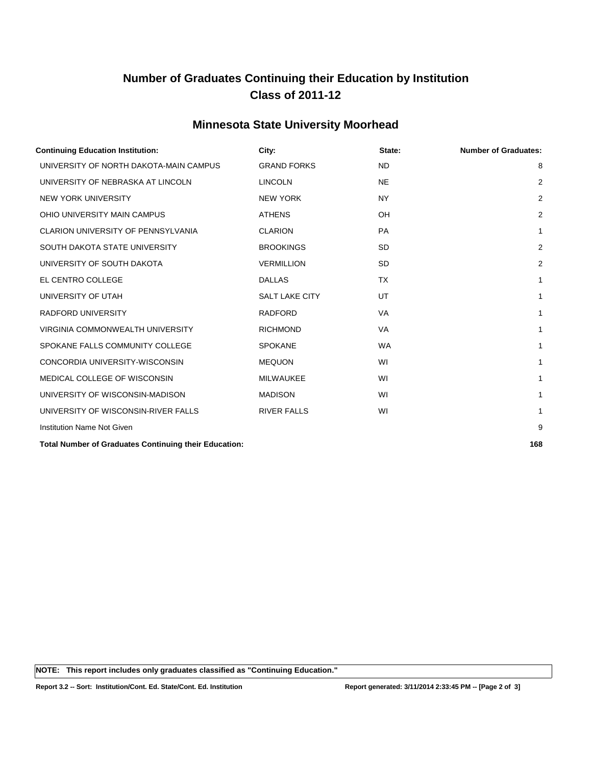# Number of Graduates Continuing their Education by Institution
# Class of 2011-12

## Minnesota State University Moorhead

| Continuing Education Institution: | City: | State: | Number of Graduates: |
|---|---|---|---|
| UNIVERSITY OF NORTH DAKOTA-MAIN CAMPUS | GRAND FORKS | ND | 8 |
| UNIVERSITY OF NEBRASKA AT LINCOLN | LINCOLN | NE | 2 |
| NEW YORK UNIVERSITY | NEW YORK | NY | 2 |
| OHIO UNIVERSITY MAIN CAMPUS | ATHENS | OH | 2 |
| CLARION UNIVERSITY OF PENNSYLVANIA | CLARION | PA | 1 |
| SOUTH DAKOTA STATE UNIVERSITY | BROOKINGS | SD | 2 |
| UNIVERSITY OF SOUTH DAKOTA | VERMILLION | SD | 2 |
| EL CENTRO COLLEGE | DALLAS | TX | 1 |
| UNIVERSITY OF UTAH | SALT LAKE CITY | UT | 1 |
| RADFORD UNIVERSITY | RADFORD | VA | 1 |
| VIRGINIA COMMONWEALTH UNIVERSITY | RICHMOND | VA | 1 |
| SPOKANE FALLS COMMUNITY COLLEGE | SPOKANE | WA | 1 |
| CONCORDIA UNIVERSITY-WISCONSIN | MEQUON | WI | 1 |
| MEDICAL COLLEGE OF WISCONSIN | MILWAUKEE | WI | 1 |
| UNIVERSITY OF WISCONSIN-MADISON | MADISON | WI | 1 |
| UNIVERSITY OF WISCONSIN-RIVER FALLS | RIVER FALLS | WI | 1 |
| Institution Name Not Given | | | 9 |
| **Total Number of Graduates Continuing their Education:** | | | **168** |

**NOTE: This report includes only graduates classified as "Continuing Education."**

**Report 3.2 -- Sort: Institution/Cont. Ed. State/Cont. Ed. Institution** **Report generated: 3/11/2014 2:33:45 PM**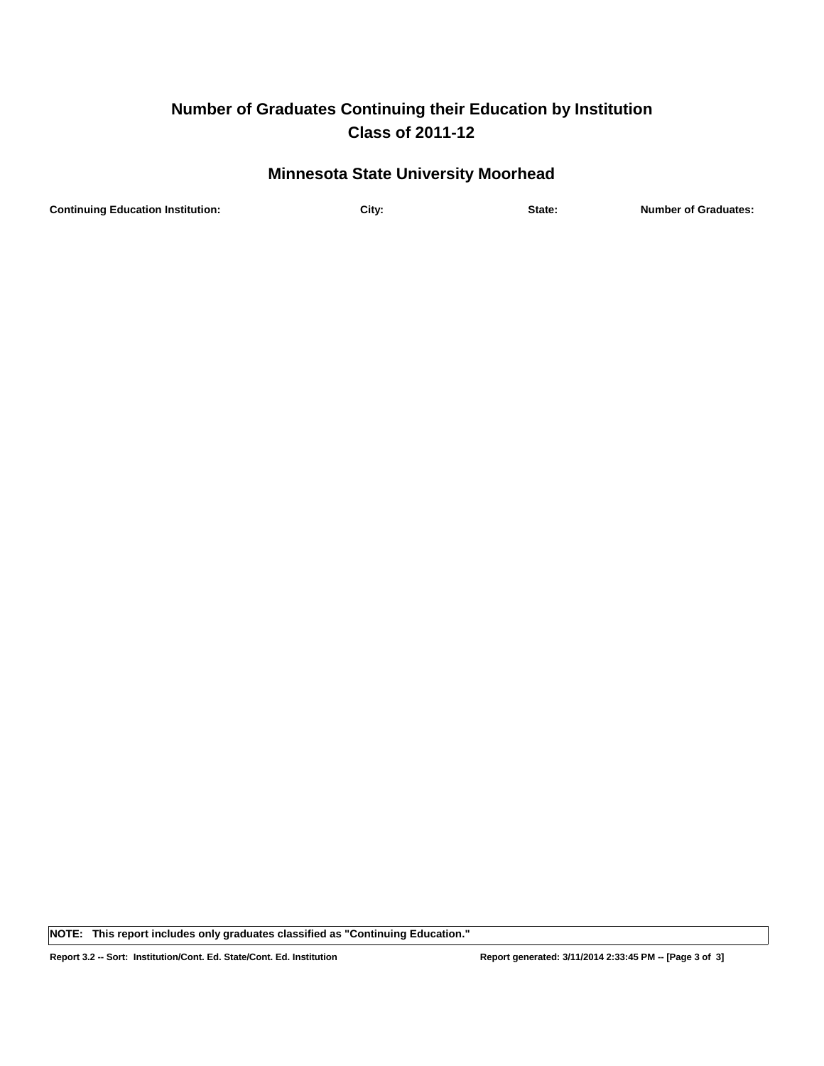# Number of Graduates Continuing their Education by Institution
# Class of 2011-12

## Minnesota State University Moorhead

| Continuing Education Institution: | City: | State: | Number of Graduates: |
|---|---|---|---|

**NOTE: This report includes only graduates classified as "Continuing Education."**

Report 3.2 -- Sort: Institution/Cont. Ed. State/Cont. Ed. Institution

Report generated: 3/11/2014 2:33:45 PM